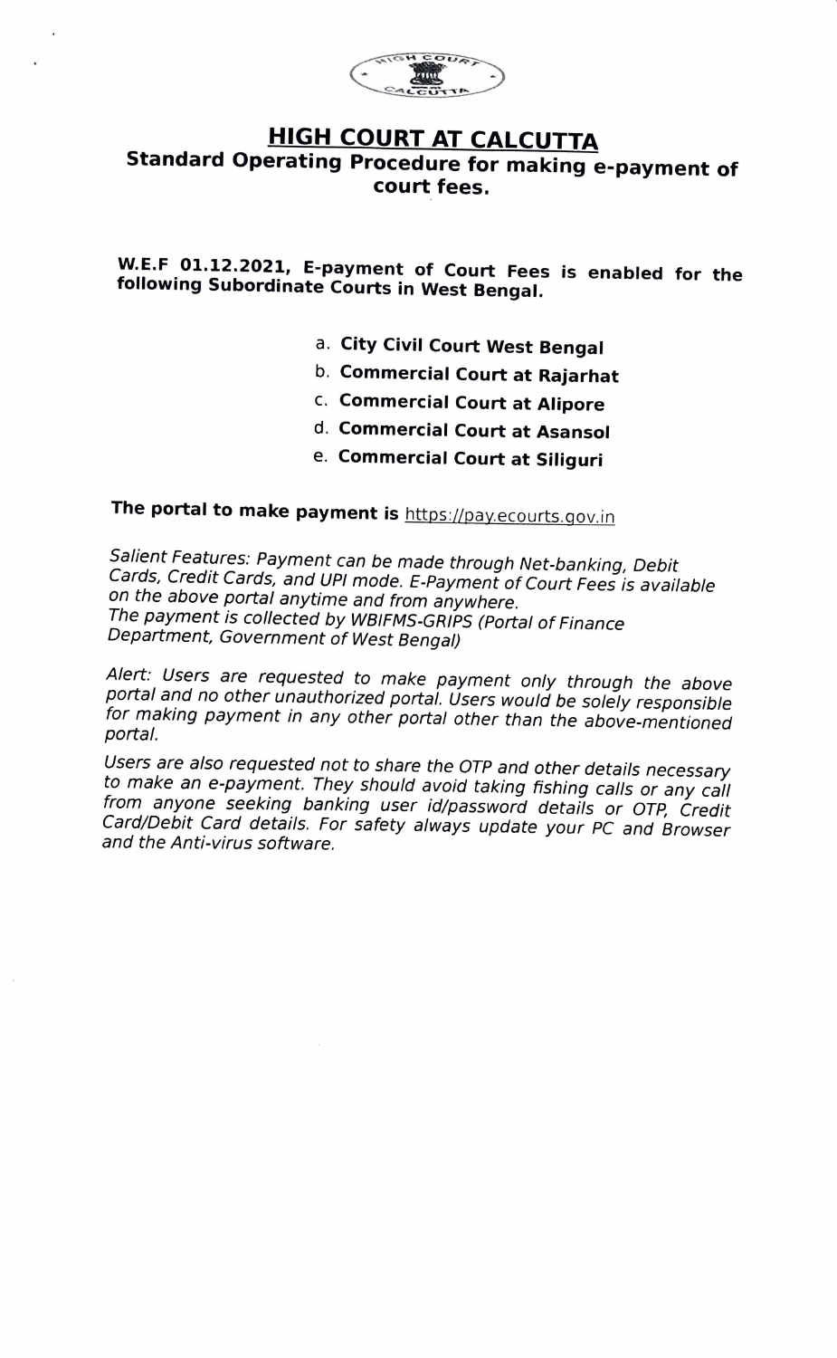# HIGH COURT AT CALCUTTA

## Standard Operating Procedure for making e-payment of court fees.

**W.E.F 01.12.2021, E-payment of Court Fees is enabled for the following Subordinate Courts in West Bengal.**

a. **City Civil Court West Bengal**
b. **Commercial Court at Rajarhat**
c. **Commercial Court at Alipore**
d. **Commercial Court at Asansol**
e. **Commercial Court at Siliguri**

**The portal to make payment is** https://pay.ecourts.gov.in

*Salient Features: Payment can be made through Net-banking, Debit Cards, Credit Cards, and UPI mode. E-Payment of Court Fees is available on the above portal anytime and from anywhere.*
*The payment is collected by WBIFMS-GRIPS (Portal of Finance Department, Government of West Bengal)*

*Alert: Users are requested to make payment only through the above portal and no other unauthorized portal. Users would be solely responsible for making payment in any other portal other than the above-mentioned portal.*

*Users are also requested not to share the OTP and other details necessary to make an e-payment. They should avoid taking fishing calls or any call from anyone seeking banking user id/password details or OTP, Credit Card/Debit Card details. For safety always update your PC and Browser and the Anti-virus software.*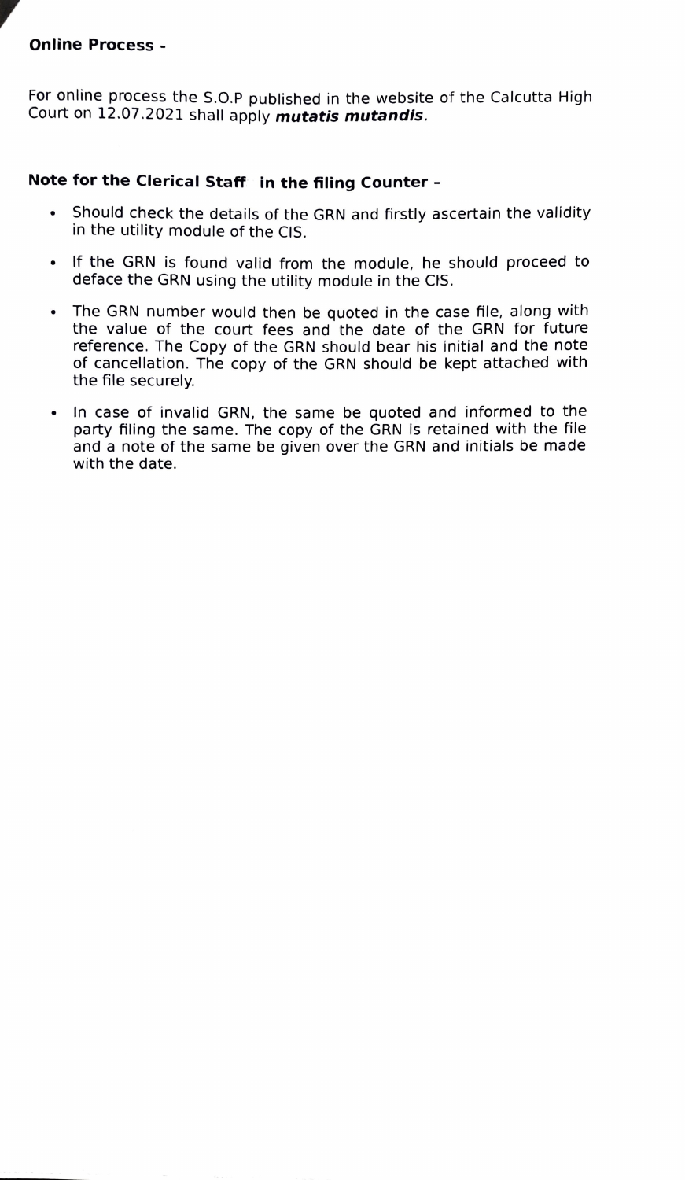**Online Process -**

For online process the S.O.P published in the website of the Calcutta High Court on 12.07.2021 shall apply ***mutatis mutandis***.

**Note for the Clerical Staff in the filing Counter -**

- Should check the details of the GRN and firstly ascertain the validity in the utility module of the CIS.
- If the GRN is found valid from the module, he should proceed to deface the GRN using the utility module in the CIS.
- The GRN number would then be quoted in the case file, along with the value of the court fees and the date of the GRN for future reference. The Copy of the GRN should bear his initial and the note of cancellation. The copy of the GRN should be kept attached with the file securely.
- In case of invalid GRN, the same be quoted and informed to the party filing the same. The copy of the GRN is retained with the file and a note of the same be given over the GRN and initials be made with the date.